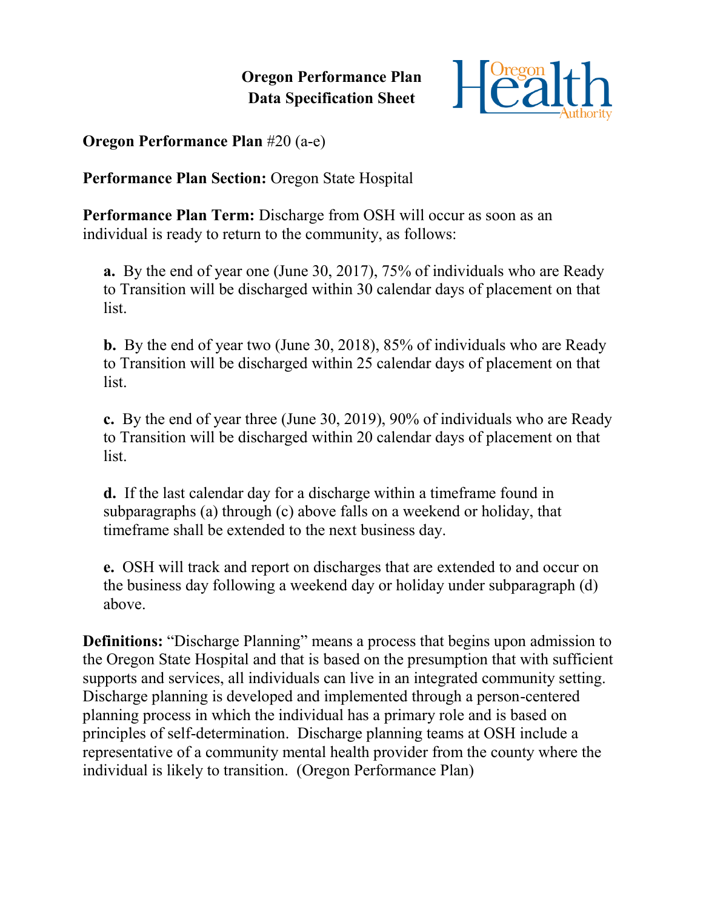# Oregon Performance Plan
# Data Specification Sheet

**Oregon Performance Plan** #20 (a-e)

**Performance Plan Section:** Oregon State Hospital

**Performance Plan Term:** Discharge from OSH will occur as soon as an individual is ready to return to the community, as follows:

> **a.** By the end of year one (June 30, 2017), 75% of individuals who are Ready to Transition will be discharged within 30 calendar days of placement on that list.
>
> **b.** By the end of year two (June 30, 2018), 85% of individuals who are Ready to Transition will be discharged within 25 calendar days of placement on that list.
>
> **c.** By the end of year three (June 30, 2019), 90% of individuals who are Ready to Transition will be discharged within 20 calendar days of placement on that list.
>
> **d.** If the last calendar day for a discharge within a timeframe found in subparagraphs (a) through (c) above falls on a weekend or holiday, that timeframe shall be extended to the next business day.
>
> **e.** OSH will track and report on discharges that are extended to and occur on the business day following a weekend day or holiday under subparagraph (d) above.

**Definitions:** "Discharge Planning" means a process that begins upon admission to the Oregon State Hospital and that is based on the presumption that with sufficient supports and services, all individuals can live in an integrated community setting. Discharge planning is developed and implemented through a person-centered planning process in which the individual has a primary role and is based on principles of self-determination. Discharge planning teams at OSH include a representative of a community mental health provider from the county where the individual is likely to transition. (Oregon Performance Plan)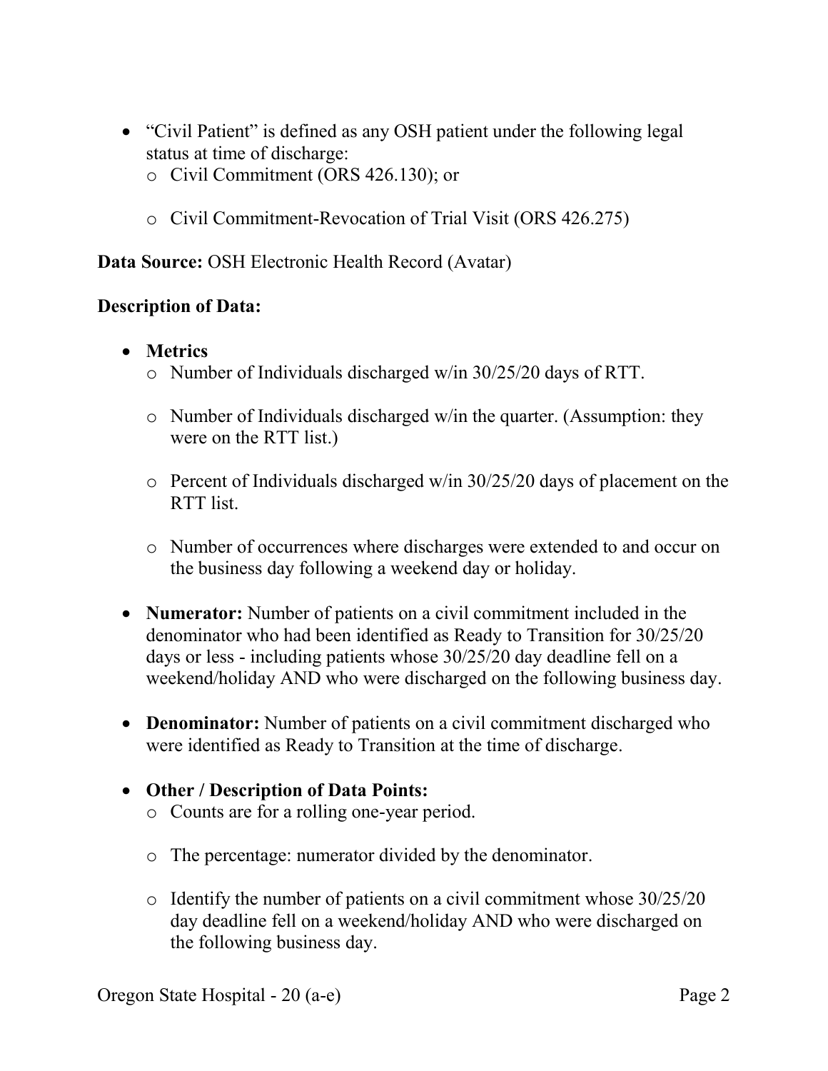- "Civil Patient" is defined as any OSH patient under the following legal status at time of discharge:
  - Civil Commitment (ORS 426.130); or
  - Civil Commitment-Revocation of Trial Visit (ORS 426.275)

**Data Source:** OSH Electronic Health Record (Avatar)

**Description of Data:**

- **Metrics**
  - Number of Individuals discharged w/in 30/25/20 days of RTT.
  - Number of Individuals discharged w/in the quarter. (Assumption: they were on the RTT list.)
  - Percent of Individuals discharged w/in 30/25/20 days of placement on the RTT list.
  - Number of occurrences where discharges were extended to and occur on the business day following a weekend day or holiday.
- **Numerator:** Number of patients on a civil commitment included in the denominator who had been identified as Ready to Transition for 30/25/20 days or less - including patients whose 30/25/20 day deadline fell on a weekend/holiday AND who were discharged on the following business day.
- **Denominator:** Number of patients on a civil commitment discharged who were identified as Ready to Transition at the time of discharge.
- **Other / Description of Data Points:**
  - Counts are for a rolling one-year period.
  - The percentage: numerator divided by the denominator.
  - Identify the number of patients on a civil commitment whose 30/25/20 day deadline fell on a weekend/holiday AND who were discharged on the following business day.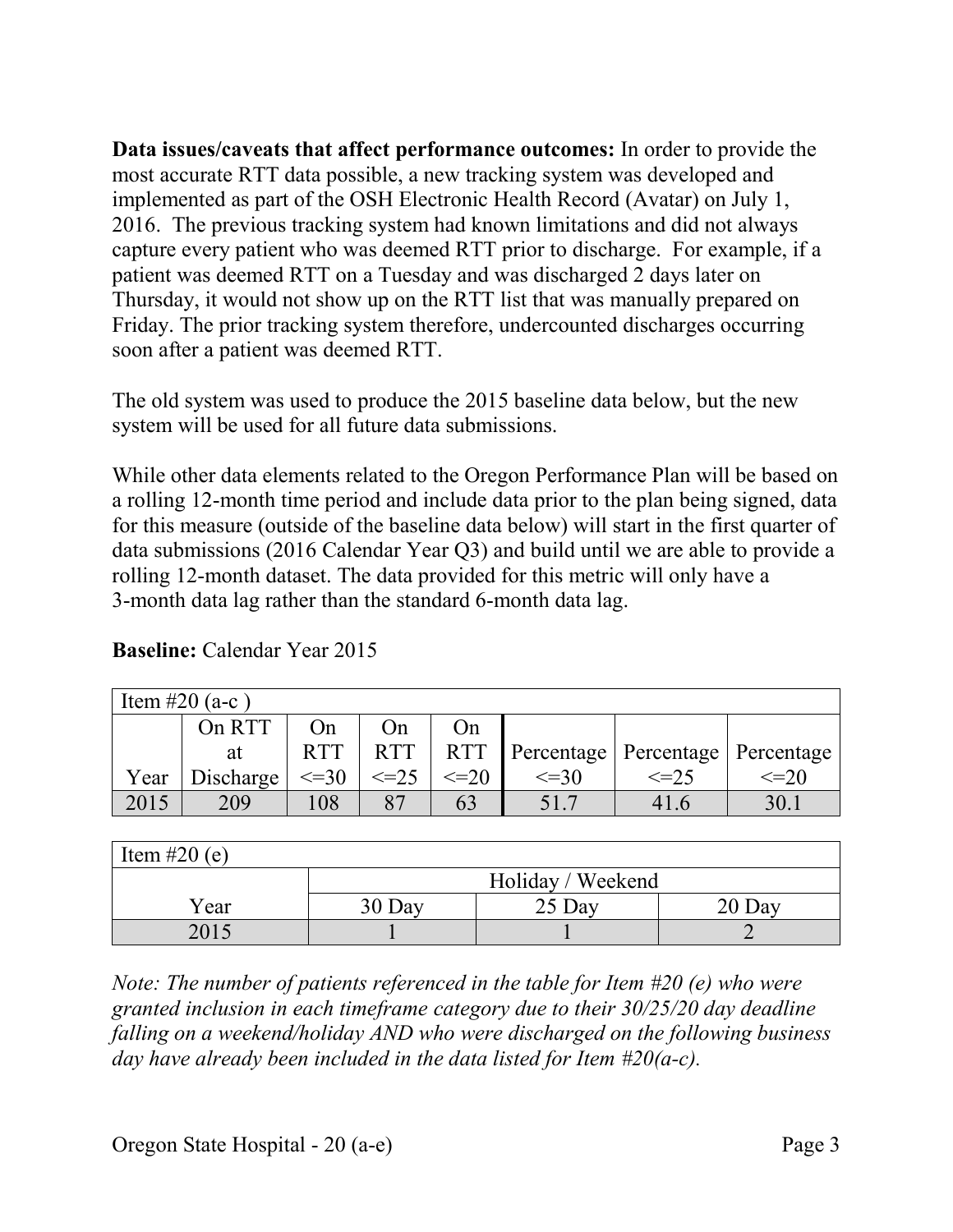**Data issues/caveats that affect performance outcomes:** In order to provide the most accurate RTT data possible, a new tracking system was developed and implemented as part of the OSH Electronic Health Record (Avatar) on July 1, 2016. The previous tracking system had known limitations and did not always capture every patient who was deemed RTT prior to discharge. For example, if a patient was deemed RTT on a Tuesday and was discharged 2 days later on Thursday, it would not show up on the RTT list that was manually prepared on Friday. The prior tracking system therefore, undercounted discharges occurring soon after a patient was deemed RTT.

The old system was used to produce the 2015 baseline data below, but the new system will be used for all future data submissions.

While other data elements related to the Oregon Performance Plan will be based on a rolling 12-month time period and include data prior to the plan being signed, data for this measure (outside of the baseline data below) will start in the first quarter of data submissions (2016 Calendar Year Q3) and build until we are able to provide a rolling 12-month dataset. The data provided for this metric will only have a 3-month data lag rather than the standard 6-month data lag.

**Baseline:** Calendar Year 2015

| Item #20 (a-c ) | | | | | | | |
|---|---|---|---|---|---|---|---|
| Year | On RTT at Discharge | On RTT <=30 | On RTT <=25 | On RTT <=20 | Percentage <=30 | Percentage <=25 | Percentage <=20 |
| 2015 | 209 | 108 | 87 | 63 | 51.7 | 41.6 | 30.1 |

| Item #20 (e) | | | |
|---|---|---|---|
| | Holiday / Weekend | | |
| Year | 30 Day | 25 Day | 20 Day |
| 2015 | 1 | 1 | 2 |

*Note: The number of patients referenced in the table for Item #20 (e) who were granted inclusion in each timeframe category due to their 30/25/20 day deadline falling on a weekend/holiday AND who were discharged on the following business day have already been included in the data listed for Item #20(a-c).*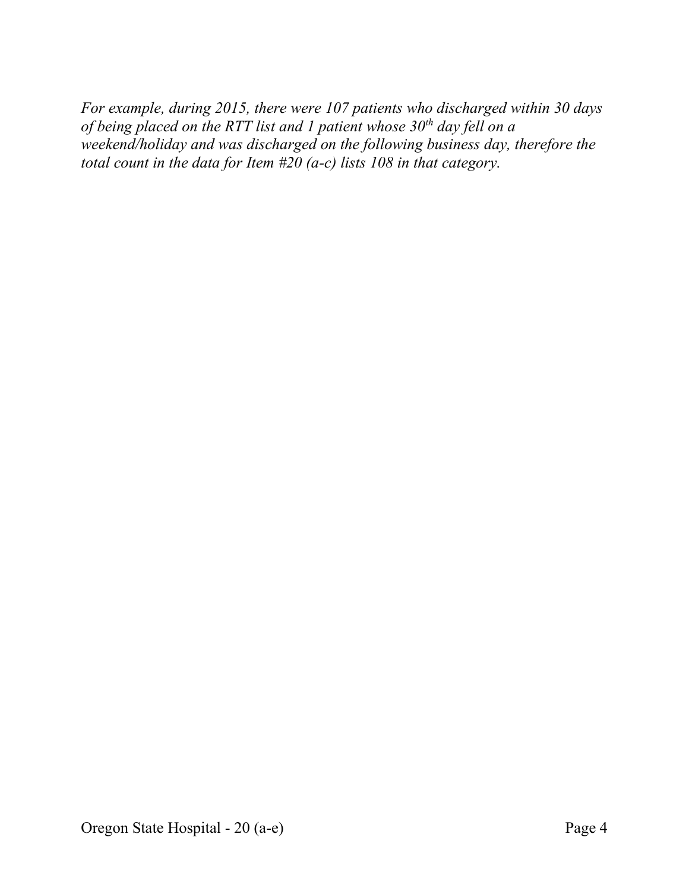*For example, during 2015, there were 107 patients who discharged within 30 days of being placed on the RTT list and 1 patient whose 30th day fell on a weekend/holiday and was discharged on the following business day, therefore the total count in the data for Item #20 (a-c) lists 108 in that category.*